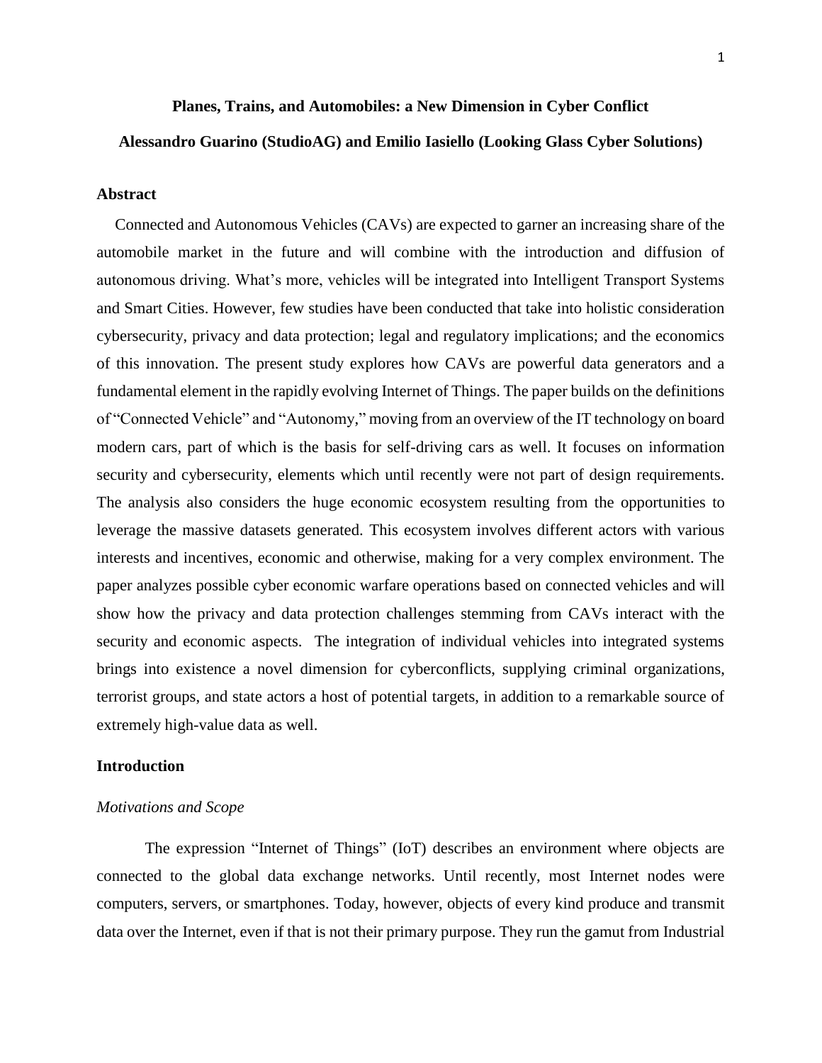# Planes, Trains, and Automobiles: a New Dimension in Cyber Conflict

**Alessandro Guarino (StudioAG) and Emilio Iasiello (Looking Glass Cyber Solutions)**

## Abstract

Connected and Autonomous Vehicles (CAVs) are expected to garner an increasing share of the automobile market in the future and will combine with the introduction and diffusion of autonomous driving. What's more, vehicles will be integrated into Intelligent Transport Systems and Smart Cities. However, few studies have been conducted that take into holistic consideration cybersecurity, privacy and data protection; legal and regulatory implications; and the economics of this innovation. The present study explores how CAVs are powerful data generators and a fundamental element in the rapidly evolving Internet of Things. The paper builds on the definitions of "Connected Vehicle" and "Autonomy," moving from an overview of the IT technology on board modern cars, part of which is the basis for self-driving cars as well. It focuses on information security and cybersecurity, elements which until recently were not part of design requirements. The analysis also considers the huge economic ecosystem resulting from the opportunities to leverage the massive datasets generated. This ecosystem involves different actors with various interests and incentives, economic and otherwise, making for a very complex environment. The paper analyzes possible cyber economic warfare operations based on connected vehicles and will show how the privacy and data protection challenges stemming from CAVs interact with the security and economic aspects. The integration of individual vehicles into integrated systems brings into existence a novel dimension for cyberconflicts, supplying criminal organizations, terrorist groups, and state actors a host of potential targets, in addition to a remarkable source of extremely high-value data as well.

## Introduction

### *Motivations and Scope*

The expression "Internet of Things" (IoT) describes an environment where objects are connected to the global data exchange networks. Until recently, most Internet nodes were computers, servers, or smartphones. Today, however, objects of every kind produce and transmit data over the Internet, even if that is not their primary purpose. They run the gamut from Industrial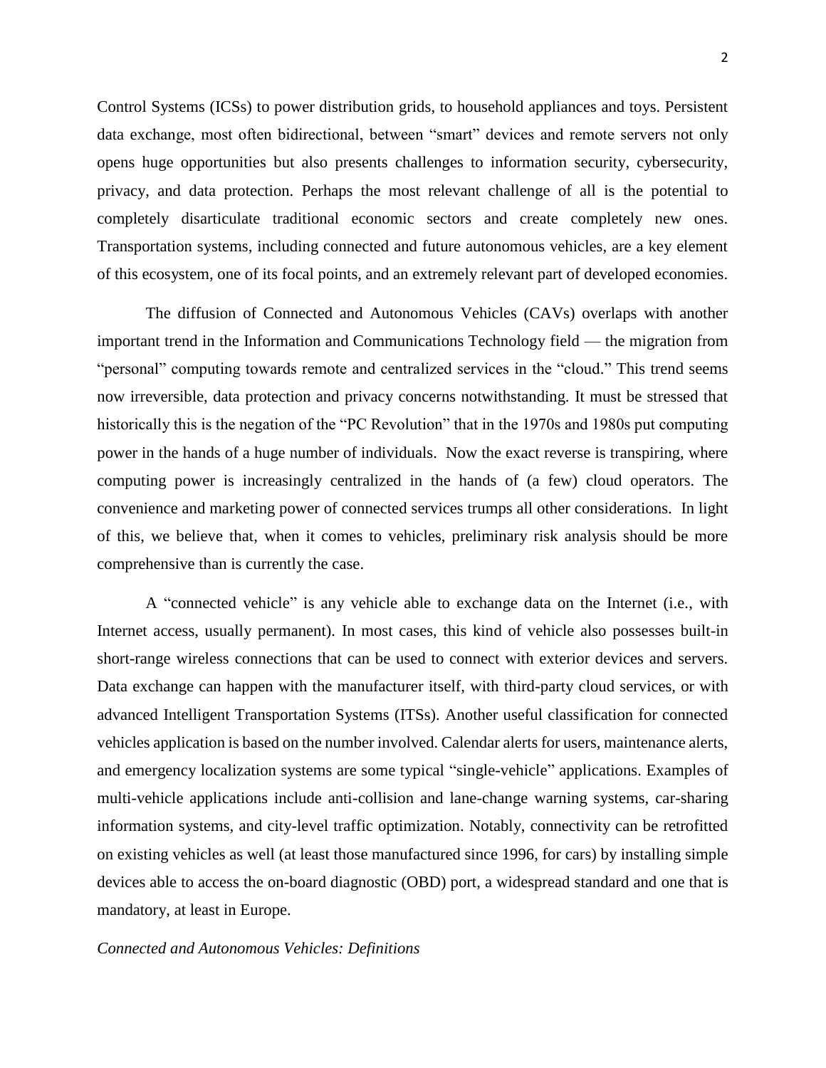Control Systems (ICSs) to power distribution grids, to household appliances and toys. Persistent data exchange, most often bidirectional, between "smart" devices and remote servers not only opens huge opportunities but also presents challenges to information security, cybersecurity, privacy, and data protection. Perhaps the most relevant challenge of all is the potential to completely disarticulate traditional economic sectors and create completely new ones. Transportation systems, including connected and future autonomous vehicles, are a key element of this ecosystem, one of its focal points, and an extremely relevant part of developed economies.

The diffusion of Connected and Autonomous Vehicles (CAVs) overlaps with another important trend in the Information and Communications Technology field — the migration from "personal" computing towards remote and centralized services in the "cloud." This trend seems now irreversible, data protection and privacy concerns notwithstanding. It must be stressed that historically this is the negation of the "PC Revolution" that in the 1970s and 1980s put computing power in the hands of a huge number of individuals. Now the exact reverse is transpiring, where computing power is increasingly centralized in the hands of (a few) cloud operators. The convenience and marketing power of connected services trumps all other considerations. In light of this, we believe that, when it comes to vehicles, preliminary risk analysis should be more comprehensive than is currently the case.

A "connected vehicle" is any vehicle able to exchange data on the Internet (i.e., with Internet access, usually permanent). In most cases, this kind of vehicle also possesses built-in short-range wireless connections that can be used to connect with exterior devices and servers. Data exchange can happen with the manufacturer itself, with third-party cloud services, or with advanced Intelligent Transportation Systems (ITSs). Another useful classification for connected vehicles application is based on the number involved. Calendar alerts for users, maintenance alerts, and emergency localization systems are some typical "single-vehicle" applications. Examples of multi-vehicle applications include anti-collision and lane-change warning systems, car-sharing information systems, and city-level traffic optimization. Notably, connectivity can be retrofitted on existing vehicles as well (at least those manufactured since 1996, for cars) by installing simple devices able to access the on-board diagnostic (OBD) port, a widespread standard and one that is mandatory, at least in Europe.

*Connected and Autonomous Vehicles: Definitions*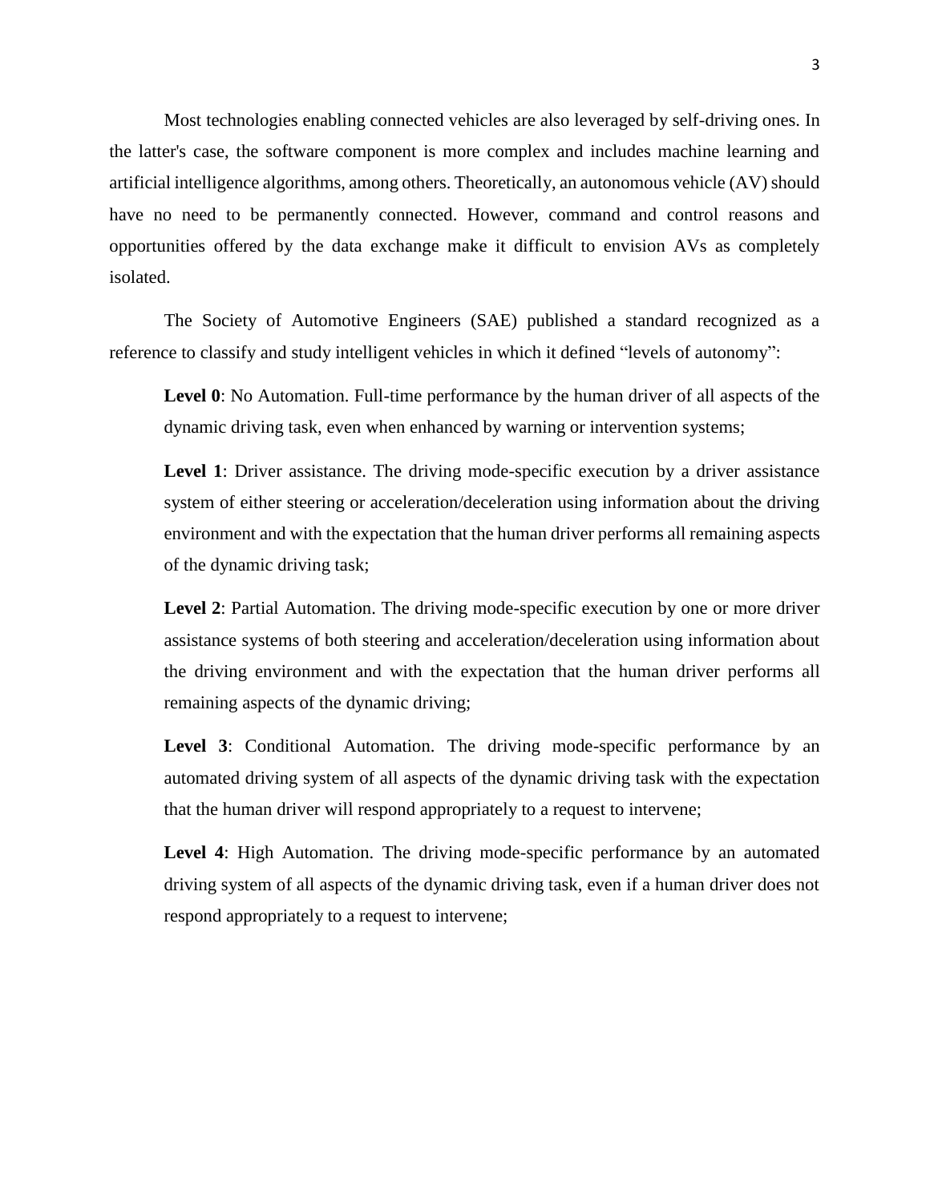Most technologies enabling connected vehicles are also leveraged by self-driving ones. In the latter's case, the software component is more complex and includes machine learning and artificial intelligence algorithms, among others. Theoretically, an autonomous vehicle (AV) should have no need to be permanently connected. However, command and control reasons and opportunities offered by the data exchange make it difficult to envision AVs as completely isolated.

The Society of Automotive Engineers (SAE) published a standard recognized as a reference to classify and study intelligent vehicles in which it defined "levels of autonomy":

> **Level 0**: No Automation. Full-time performance by the human driver of all aspects of the dynamic driving task, even when enhanced by warning or intervention systems;
>
> **Level 1**: Driver assistance. The driving mode-specific execution by a driver assistance system of either steering or acceleration/deceleration using information about the driving environment and with the expectation that the human driver performs all remaining aspects of the dynamic driving task;
>
> **Level 2**: Partial Automation. The driving mode-specific execution by one or more driver assistance systems of both steering and acceleration/deceleration using information about the driving environment and with the expectation that the human driver performs all remaining aspects of the dynamic driving;
>
> **Level 3**: Conditional Automation. The driving mode-specific performance by an automated driving system of all aspects of the dynamic driving task with the expectation that the human driver will respond appropriately to a request to intervene;
>
> **Level 4**: High Automation. The driving mode-specific performance by an automated driving system of all aspects of the dynamic driving task, even if a human driver does not respond appropriately to a request to intervene;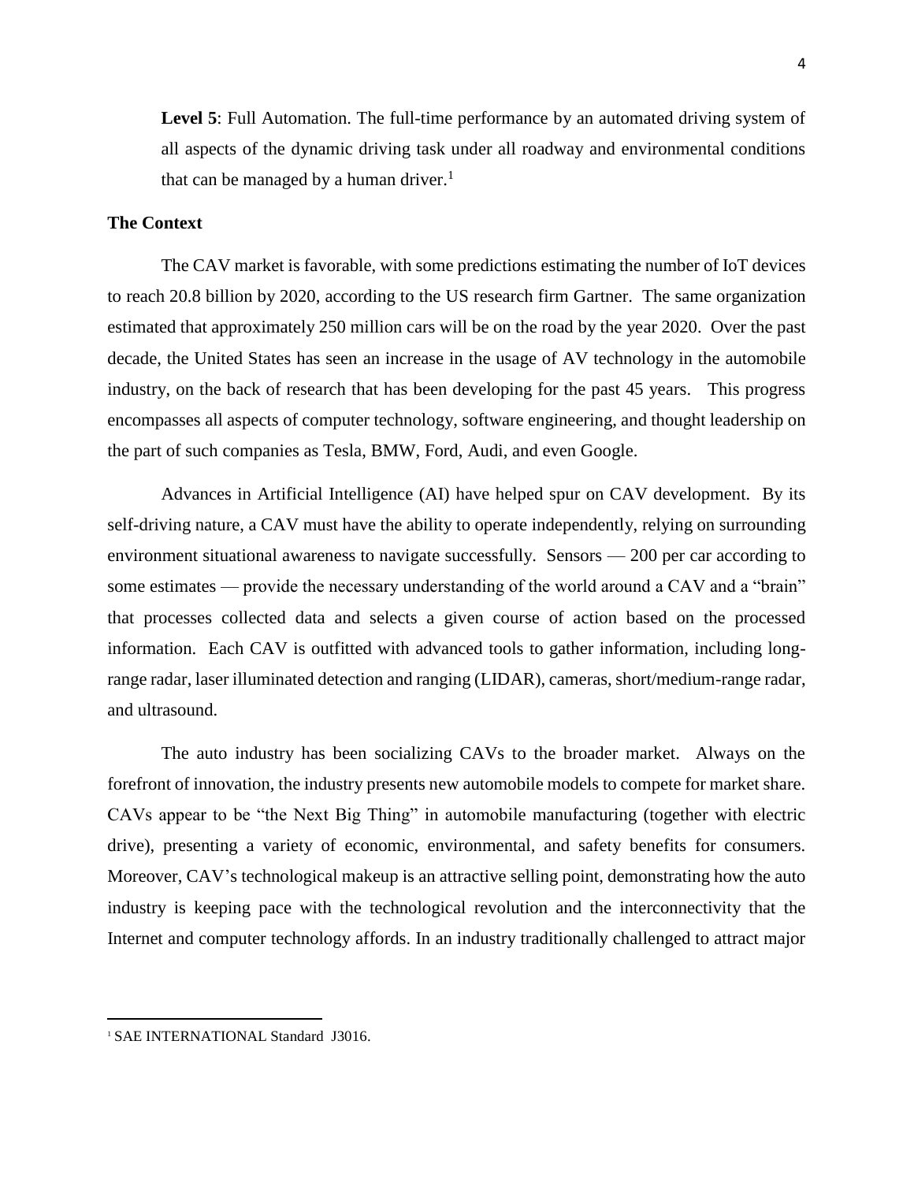**Level 5**: Full Automation. The full-time performance by an automated driving system of all aspects of the dynamic driving task under all roadway and environmental conditions that can be managed by a human driver.[1]

**The Context**

The CAV market is favorable, with some predictions estimating the number of IoT devices to reach 20.8 billion by 2020, according to the US research firm Gartner. The same organization estimated that approximately 250 million cars will be on the road by the year 2020. Over the past decade, the United States has seen an increase in the usage of AV technology in the automobile industry, on the back of research that has been developing for the past 45 years. This progress encompasses all aspects of computer technology, software engineering, and thought leadership on the part of such companies as Tesla, BMW, Ford, Audi, and even Google.

Advances in Artificial Intelligence (AI) have helped spur on CAV development. By its self-driving nature, a CAV must have the ability to operate independently, relying on surrounding environment situational awareness to navigate successfully. Sensors — 200 per car according to some estimates — provide the necessary understanding of the world around a CAV and a "brain" that processes collected data and selects a given course of action based on the processed information. Each CAV is outfitted with advanced tools to gather information, including long-range radar, laser illuminated detection and ranging (LIDAR), cameras, short/medium-range radar, and ultrasound.

The auto industry has been socializing CAVs to the broader market. Always on the forefront of innovation, the industry presents new automobile models to compete for market share. CAVs appear to be "the Next Big Thing" in automobile manufacturing (together with electric drive), presenting a variety of economic, environmental, and safety benefits for consumers. Moreover, CAV's technological makeup is an attractive selling point, demonstrating how the auto industry is keeping pace with the technological revolution and the interconnectivity that the Internet and computer technology affords. In an industry traditionally challenged to attract major

[1] SAE INTERNATIONAL Standard J3016.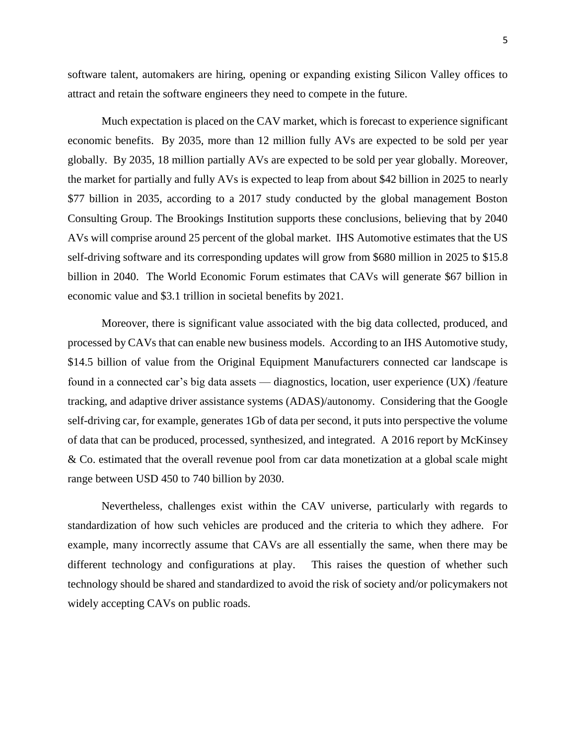software talent, automakers are hiring, opening or expanding existing Silicon Valley offices to attract and retain the software engineers they need to compete in the future.

Much expectation is placed on the CAV market, which is forecast to experience significant economic benefits. By 2035, more than 12 million fully AVs are expected to be sold per year globally. By 2035, 18 million partially AVs are expected to be sold per year globally. Moreover, the market for partially and fully AVs is expected to leap from about $42 billion in 2025 to nearly $77 billion in 2035, according to a 2017 study conducted by the global management Boston Consulting Group. The Brookings Institution supports these conclusions, believing that by 2040 AVs will comprise around 25 percent of the global market. IHS Automotive estimates that the US self-driving software and its corresponding updates will grow from $680 million in 2025 to $15.8 billion in 2040. The World Economic Forum estimates that CAVs will generate $67 billion in economic value and $3.1 trillion in societal benefits by 2021.

Moreover, there is significant value associated with the big data collected, produced, and processed by CAVs that can enable new business models. According to an IHS Automotive study, $14.5 billion of value from the Original Equipment Manufacturers connected car landscape is found in a connected car's big data assets — diagnostics, location, user experience (UX) /feature tracking, and adaptive driver assistance systems (ADAS)/autonomy. Considering that the Google self-driving car, for example, generates 1Gb of data per second, it puts into perspective the volume of data that can be produced, processed, synthesized, and integrated. A 2016 report by McKinsey & Co. estimated that the overall revenue pool from car data monetization at a global scale might range between USD 450 to 740 billion by 2030.

Nevertheless, challenges exist within the CAV universe, particularly with regards to standardization of how such vehicles are produced and the criteria to which they adhere. For example, many incorrectly assume that CAVs are all essentially the same, when there may be different technology and configurations at play. This raises the question of whether such technology should be shared and standardized to avoid the risk of society and/or policymakers not widely accepting CAVs on public roads.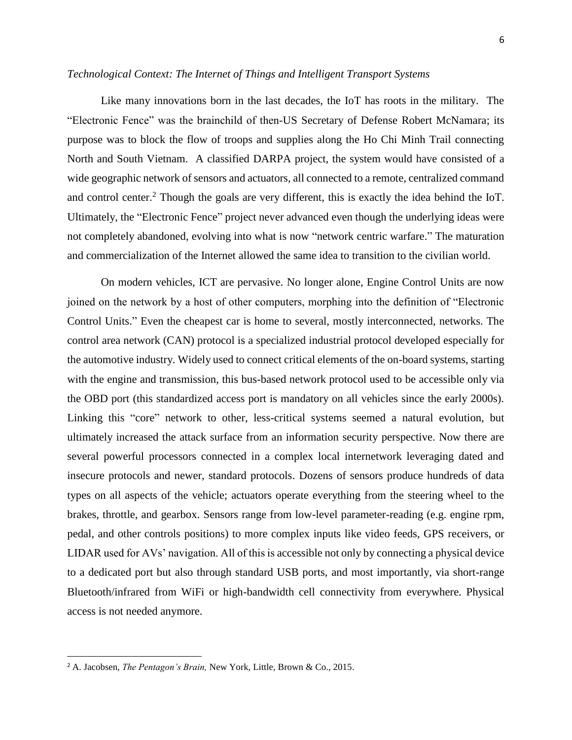*Technological Context: The Internet of Things and Intelligent Transport Systems*

Like many innovations born in the last decades, the IoT has roots in the military. The "Electronic Fence" was the brainchild of then-US Secretary of Defense Robert McNamara; its purpose was to block the flow of troops and supplies along the Ho Chi Minh Trail connecting North and South Vietnam. A classified DARPA project, the system would have consisted of a wide geographic network of sensors and actuators, all connected to a remote, centralized command and control center.[2] Though the goals are very different, this is exactly the idea behind the IoT. Ultimately, the "Electronic Fence" project never advanced even though the underlying ideas were not completely abandoned, evolving into what is now "network centric warfare." The maturation and commercialization of the Internet allowed the same idea to transition to the civilian world.

On modern vehicles, ICT are pervasive. No longer alone, Engine Control Units are now joined on the network by a host of other computers, morphing into the definition of "Electronic Control Units." Even the cheapest car is home to several, mostly interconnected, networks. The control area network (CAN) protocol is a specialized industrial protocol developed especially for the automotive industry. Widely used to connect critical elements of the on-board systems, starting with the engine and transmission, this bus-based network protocol used to be accessible only via the OBD port (this standardized access port is mandatory on all vehicles since the early 2000s). Linking this "core" network to other, less-critical systems seemed a natural evolution, but ultimately increased the attack surface from an information security perspective. Now there are several powerful processors connected in a complex local internetwork leveraging dated and insecure protocols and newer, standard protocols. Dozens of sensors produce hundreds of data types on all aspects of the vehicle; actuators operate everything from the steering wheel to the brakes, throttle, and gearbox. Sensors range from low-level parameter-reading (e.g. engine rpm, pedal, and other controls positions) to more complex inputs like video feeds, GPS receivers, or LIDAR used for AVs' navigation. All of this is accessible not only by connecting a physical device to a dedicated port but also through standard USB ports, and most importantly, via short-range Bluetooth/infrared from WiFi or high-bandwidth cell connectivity from everywhere. Physical access is not needed anymore.

---

[2] A. Jacobsen, *The Pentagon's Brain,* New York, Little, Brown & Co., 2015.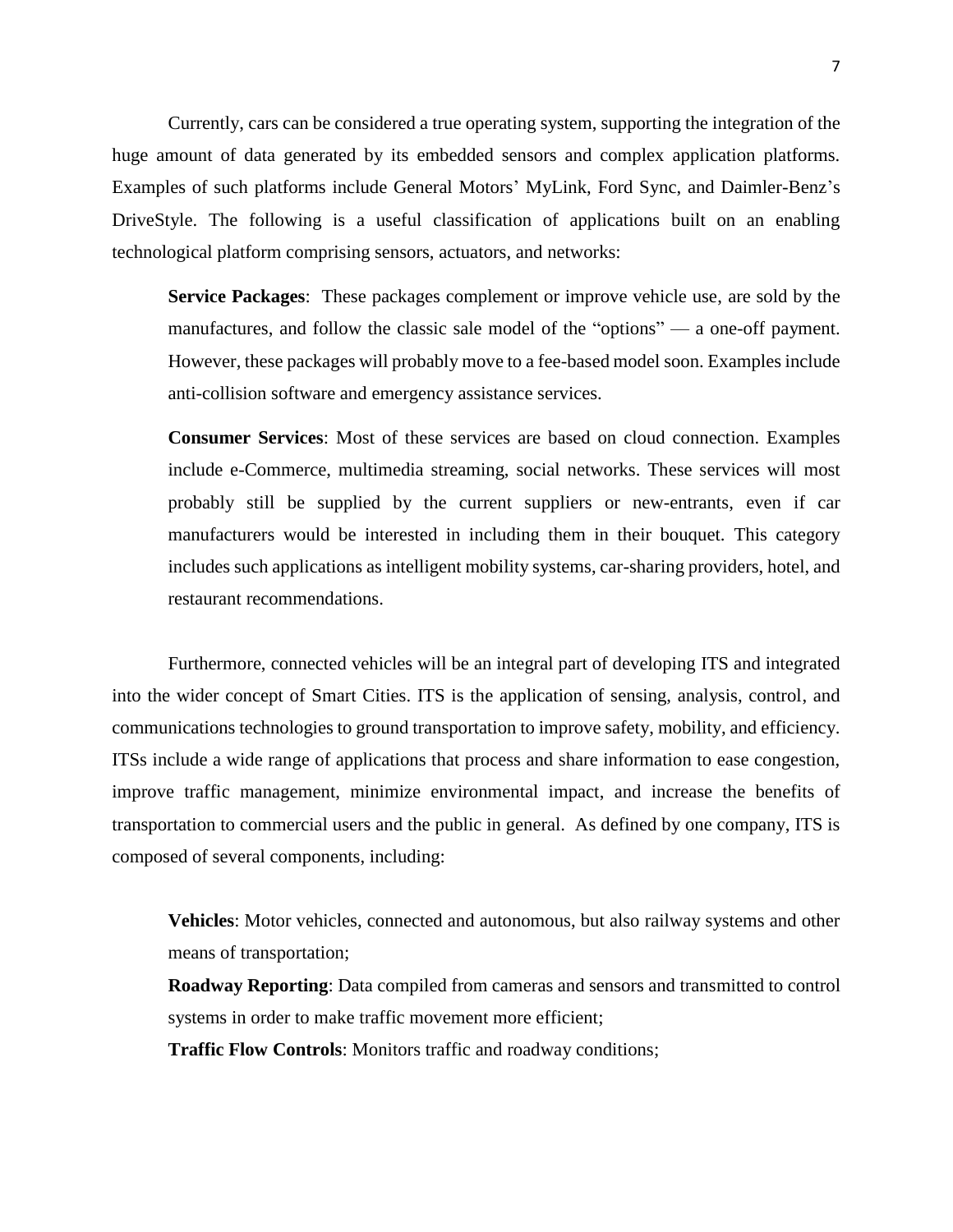Currently, cars can be considered a true operating system, supporting the integration of the huge amount of data generated by its embedded sensors and complex application platforms. Examples of such platforms include General Motors' MyLink, Ford Sync, and Daimler-Benz's DriveStyle. The following is a useful classification of applications built on an enabling technological platform comprising sensors, actuators, and networks:

> **Service Packages**: These packages complement or improve vehicle use, are sold by the manufactures, and follow the classic sale model of the "options" — a one-off payment. However, these packages will probably move to a fee-based model soon. Examples include anti-collision software and emergency assistance services.
>
> **Consumer Services**: Most of these services are based on cloud connection. Examples include e-Commerce, multimedia streaming, social networks. These services will most probably still be supplied by the current suppliers or new-entrants, even if car manufacturers would be interested in including them in their bouquet. This category includes such applications as intelligent mobility systems, car-sharing providers, hotel, and restaurant recommendations.

Furthermore, connected vehicles will be an integral part of developing ITS and integrated into the wider concept of Smart Cities. ITS is the application of sensing, analysis, control, and communications technologies to ground transportation to improve safety, mobility, and efficiency. ITSs include a wide range of applications that process and share information to ease congestion, improve traffic management, minimize environmental impact, and increase the benefits of transportation to commercial users and the public in general. As defined by one company, ITS is composed of several components, including:

> **Vehicles**: Motor vehicles, connected and autonomous, but also railway systems and other means of transportation;
>
> **Roadway Reporting**: Data compiled from cameras and sensors and transmitted to control systems in order to make traffic movement more efficient;
>
> **Traffic Flow Controls**: Monitors traffic and roadway conditions;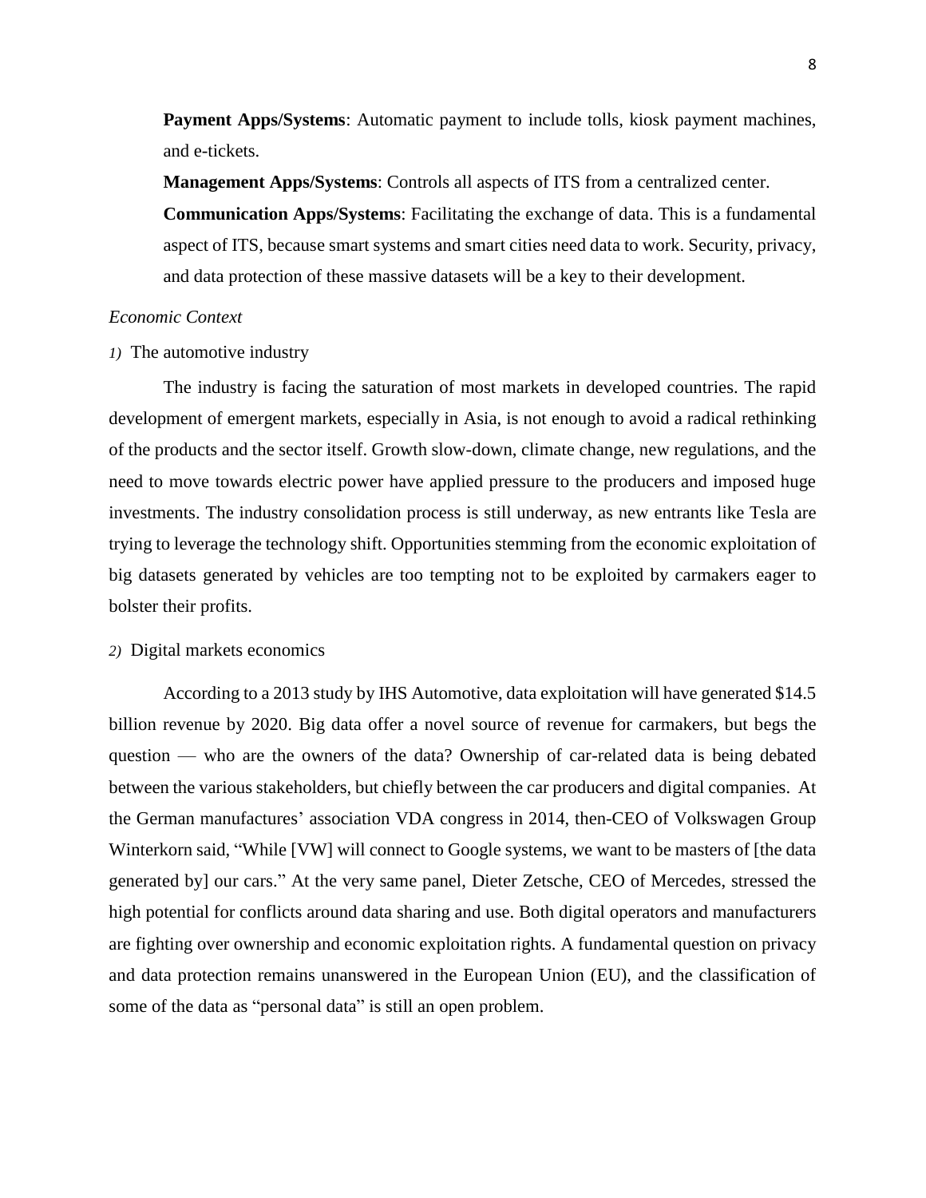**Payment Apps/Systems**: Automatic payment to include tolls, kiosk payment machines, and e-tickets.

**Management Apps/Systems**: Controls all aspects of ITS from a centralized center.

**Communication Apps/Systems**: Facilitating the exchange of data. This is a fundamental aspect of ITS, because smart systems and smart cities need data to work. Security, privacy, and data protection of these massive datasets will be a key to their development.

*Economic Context*

*1)* The automotive industry

The industry is facing the saturation of most markets in developed countries. The rapid development of emergent markets, especially in Asia, is not enough to avoid a radical rethinking of the products and the sector itself. Growth slow-down, climate change, new regulations, and the need to move towards electric power have applied pressure to the producers and imposed huge investments. The industry consolidation process is still underway, as new entrants like Tesla are trying to leverage the technology shift. Opportunities stemming from the economic exploitation of big datasets generated by vehicles are too tempting not to be exploited by carmakers eager to bolster their profits.

*2)* Digital markets economics

According to a 2013 study by IHS Automotive, data exploitation will have generated $14.5 billion revenue by 2020. Big data offer a novel source of revenue for carmakers, but begs the question — who are the owners of the data? Ownership of car-related data is being debated between the various stakeholders, but chiefly between the car producers and digital companies. At the German manufactures' association VDA congress in 2014, then-CEO of Volkswagen Group Winterkorn said, "While [VW] will connect to Google systems, we want to be masters of [the data generated by] our cars." At the very same panel, Dieter Zetsche, CEO of Mercedes, stressed the high potential for conflicts around data sharing and use. Both digital operators and manufacturers are fighting over ownership and economic exploitation rights. A fundamental question on privacy and data protection remains unanswered in the European Union (EU), and the classification of some of the data as "personal data" is still an open problem.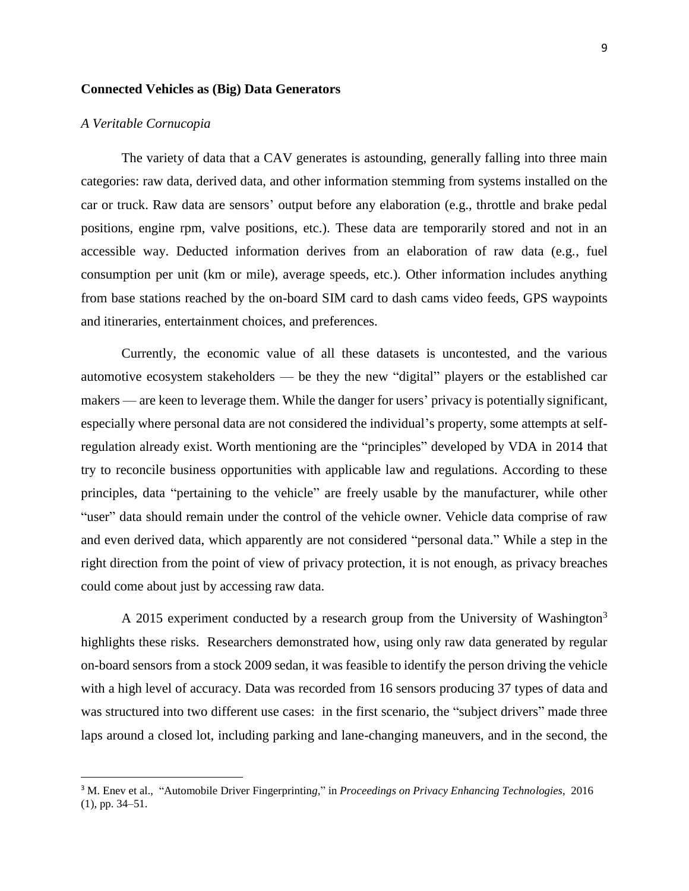## Connected Vehicles as (Big) Data Generators

### *A Veritable Cornucopia*

The variety of data that a CAV generates is astounding, generally falling into three main categories: raw data, derived data, and other information stemming from systems installed on the car or truck. Raw data are sensors' output before any elaboration (e.g., throttle and brake pedal positions, engine rpm, valve positions, etc.). These data are temporarily stored and not in an accessible way. Deducted information derives from an elaboration of raw data (e.g., fuel consumption per unit (km or mile), average speeds, etc.). Other information includes anything from base stations reached by the on-board SIM card to dash cams video feeds, GPS waypoints and itineraries, entertainment choices, and preferences.

Currently, the economic value of all these datasets is uncontested, and the various automotive ecosystem stakeholders — be they the new "digital" players or the established car makers — are keen to leverage them. While the danger for users' privacy is potentially significant, especially where personal data are not considered the individual's property, some attempts at self-regulation already exist. Worth mentioning are the "principles" developed by VDA in 2014 that try to reconcile business opportunities with applicable law and regulations. According to these principles, data "pertaining to the vehicle" are freely usable by the manufacturer, while other "user" data should remain under the control of the vehicle owner. Vehicle data comprise of raw and even derived data, which apparently are not considered "personal data." While a step in the right direction from the point of view of privacy protection, it is not enough, as privacy breaches could come about just by accessing raw data.

A 2015 experiment conducted by a research group from the University of Washington[3] highlights these risks. Researchers demonstrated how, using only raw data generated by regular on-board sensors from a stock 2009 sedan, it was feasible to identify the person driving the vehicle with a high level of accuracy. Data was recorded from 16 sensors producing 37 types of data and was structured into two different use cases: in the first scenario, the "subject drivers" made three laps around a closed lot, including parking and lane-changing maneuvers, and in the second, the

---

[3] M. Enev et al., "Automobile Driver Fingerprinting," in *Proceedings on Privacy Enhancing Technologies*, 2016 (1), pp. 34–51.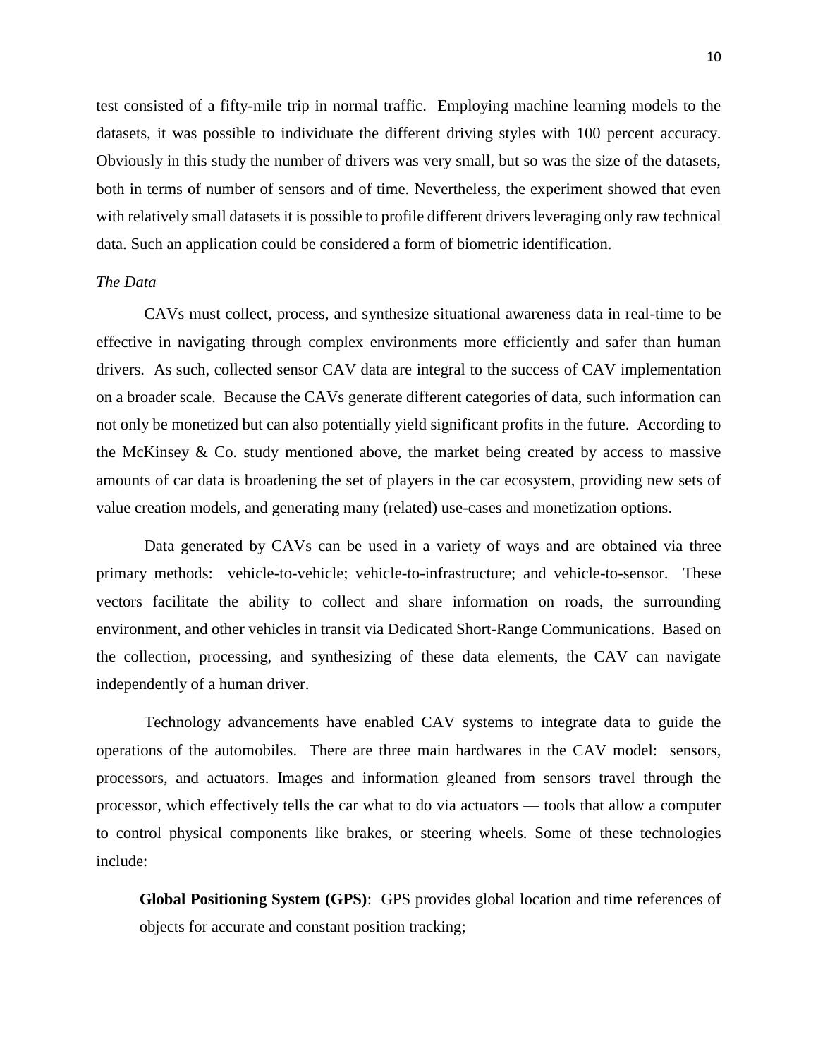test consisted of a fifty-mile trip in normal traffic. Employing machine learning models to the datasets, it was possible to individuate the different driving styles with 100 percent accuracy. Obviously in this study the number of drivers was very small, but so was the size of the datasets, both in terms of number of sensors and of time. Nevertheless, the experiment showed that even with relatively small datasets it is possible to profile different drivers leveraging only raw technical data. Such an application could be considered a form of biometric identification.

*The Data*

CAVs must collect, process, and synthesize situational awareness data in real-time to be effective in navigating through complex environments more efficiently and safer than human drivers. As such, collected sensor CAV data are integral to the success of CAV implementation on a broader scale. Because the CAVs generate different categories of data, such information can not only be monetized but can also potentially yield significant profits in the future. According to the McKinsey & Co. study mentioned above, the market being created by access to massive amounts of car data is broadening the set of players in the car ecosystem, providing new sets of value creation models, and generating many (related) use-cases and monetization options.

Data generated by CAVs can be used in a variety of ways and are obtained via three primary methods: vehicle-to-vehicle; vehicle-to-infrastructure; and vehicle-to-sensor. These vectors facilitate the ability to collect and share information on roads, the surrounding environment, and other vehicles in transit via Dedicated Short-Range Communications. Based on the collection, processing, and synthesizing of these data elements, the CAV can navigate independently of a human driver.

Technology advancements have enabled CAV systems to integrate data to guide the operations of the automobiles. There are three main hardwares in the CAV model: sensors, processors, and actuators. Images and information gleaned from sensors travel through the processor, which effectively tells the car what to do via actuators — tools that allow a computer to control physical components like brakes, or steering wheels. Some of these technologies include:

**Global Positioning System (GPS)**: GPS provides global location and time references of objects for accurate and constant position tracking;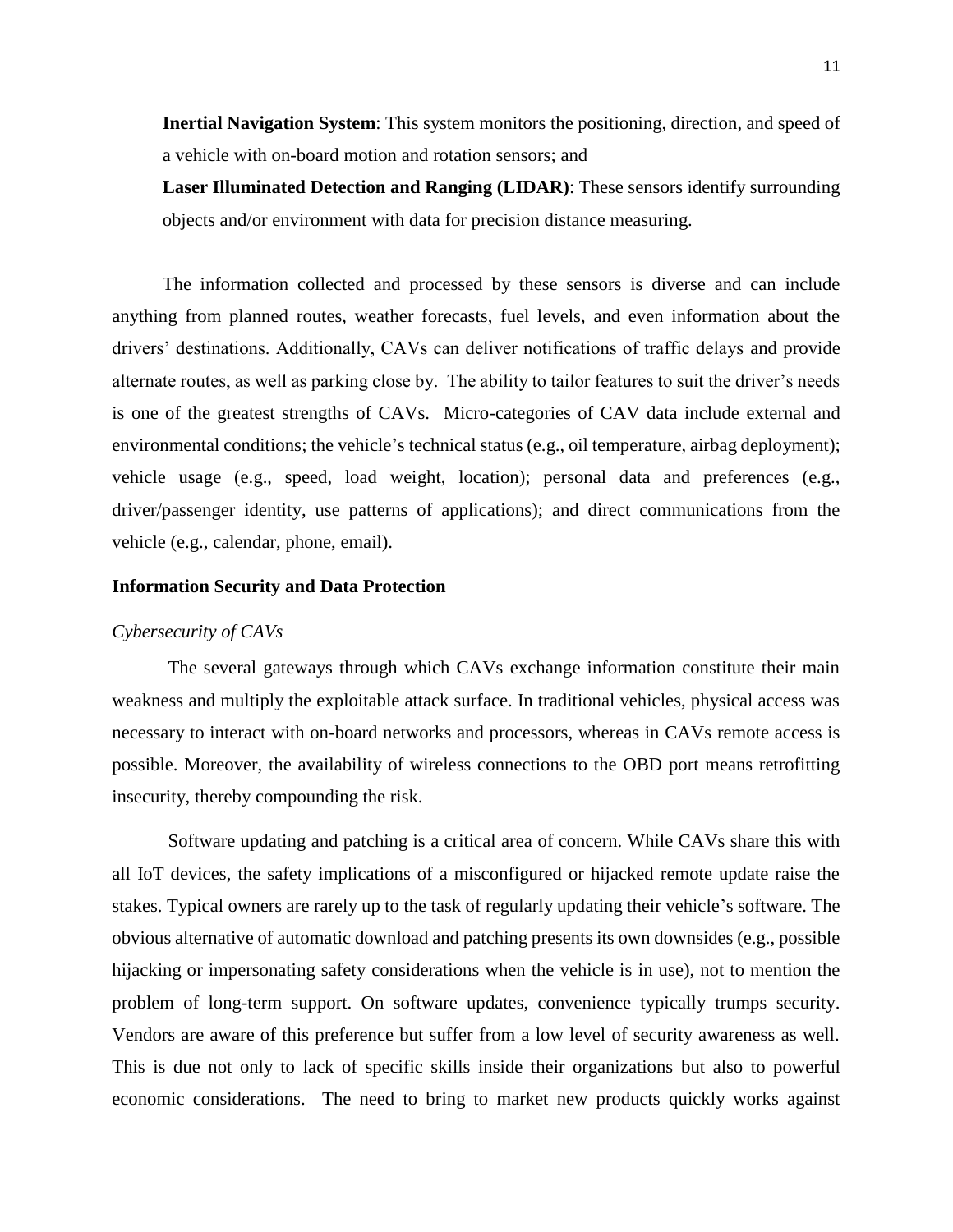**Inertial Navigation System**: This system monitors the positioning, direction, and speed of a vehicle with on-board motion and rotation sensors; and

**Laser Illuminated Detection and Ranging (LIDAR)**: These sensors identify surrounding objects and/or environment with data for precision distance measuring.

The information collected and processed by these sensors is diverse and can include anything from planned routes, weather forecasts, fuel levels, and even information about the drivers' destinations. Additionally, CAVs can deliver notifications of traffic delays and provide alternate routes, as well as parking close by. The ability to tailor features to suit the driver's needs is one of the greatest strengths of CAVs. Micro-categories of CAV data include external and environmental conditions; the vehicle's technical status (e.g., oil temperature, airbag deployment); vehicle usage (e.g., speed, load weight, location); personal data and preferences (e.g., driver/passenger identity, use patterns of applications); and direct communications from the vehicle (e.g., calendar, phone, email).

## Information Security and Data Protection

### *Cybersecurity of CAVs*

The several gateways through which CAVs exchange information constitute their main weakness and multiply the exploitable attack surface. In traditional vehicles, physical access was necessary to interact with on-board networks and processors, whereas in CAVs remote access is possible. Moreover, the availability of wireless connections to the OBD port means retrofitting insecurity, thereby compounding the risk.

Software updating and patching is a critical area of concern. While CAVs share this with all IoT devices, the safety implications of a misconfigured or hijacked remote update raise the stakes. Typical owners are rarely up to the task of regularly updating their vehicle's software. The obvious alternative of automatic download and patching presents its own downsides (e.g., possible hijacking or impersonating safety considerations when the vehicle is in use), not to mention the problem of long-term support. On software updates, convenience typically trumps security. Vendors are aware of this preference but suffer from a low level of security awareness as well. This is due not only to lack of specific skills inside their organizations but also to powerful economic considerations. The need to bring to market new products quickly works against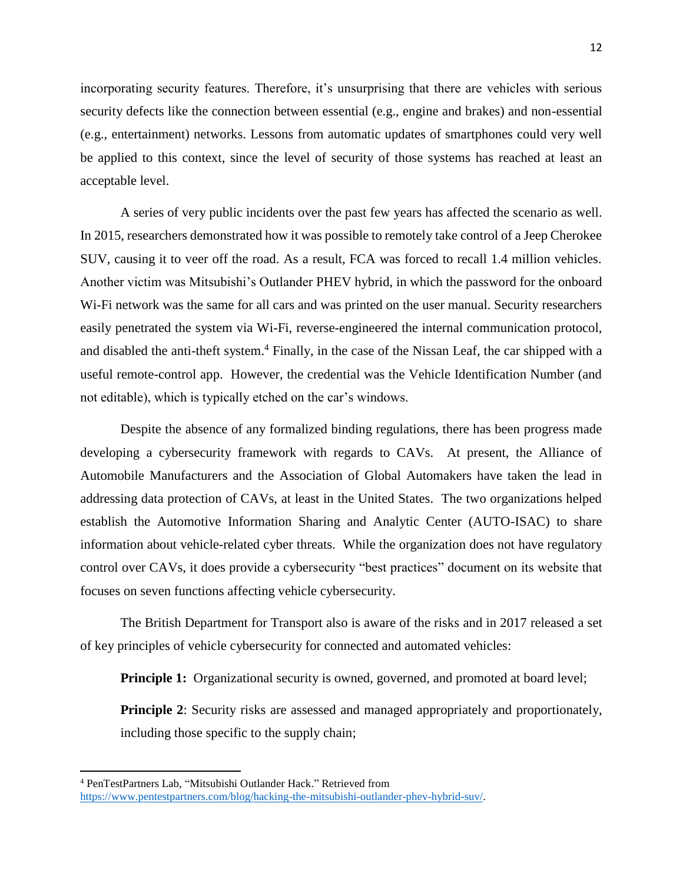incorporating security features. Therefore, it's unsurprising that there are vehicles with serious security defects like the connection between essential (e.g., engine and brakes) and non-essential (e.g., entertainment) networks. Lessons from automatic updates of smartphones could very well be applied to this context, since the level of security of those systems has reached at least an acceptable level.

A series of very public incidents over the past few years has affected the scenario as well. In 2015, researchers demonstrated how it was possible to remotely take control of a Jeep Cherokee SUV, causing it to veer off the road. As a result, FCA was forced to recall 1.4 million vehicles. Another victim was Mitsubishi's Outlander PHEV hybrid, in which the password for the onboard Wi-Fi network was the same for all cars and was printed on the user manual. Security researchers easily penetrated the system via Wi-Fi, reverse-engineered the internal communication protocol, and disabled the anti-theft system.[4] Finally, in the case of the Nissan Leaf, the car shipped with a useful remote-control app. However, the credential was the Vehicle Identification Number (and not editable), which is typically etched on the car's windows.

Despite the absence of any formalized binding regulations, there has been progress made developing a cybersecurity framework with regards to CAVs. At present, the Alliance of Automobile Manufacturers and the Association of Global Automakers have taken the lead in addressing data protection of CAVs, at least in the United States. The two organizations helped establish the Automotive Information Sharing and Analytic Center (AUTO-ISAC) to share information about vehicle-related cyber threats. While the organization does not have regulatory control over CAVs, it does provide a cybersecurity "best practices" document on its website that focuses on seven functions affecting vehicle cybersecurity.

The British Department for Transport also is aware of the risks and in 2017 released a set of key principles of vehicle cybersecurity for connected and automated vehicles:

**Principle 1:** Organizational security is owned, governed, and promoted at board level;

**Principle 2**: Security risks are assessed and managed appropriately and proportionately, including those specific to the supply chain;

---

[4] PenTestPartners Lab, "Mitsubishi Outlander Hack." Retrieved from https://www.pentestpartners.com/blog/hacking-the-mitsubishi-outlander-phev-hybrid-suv/.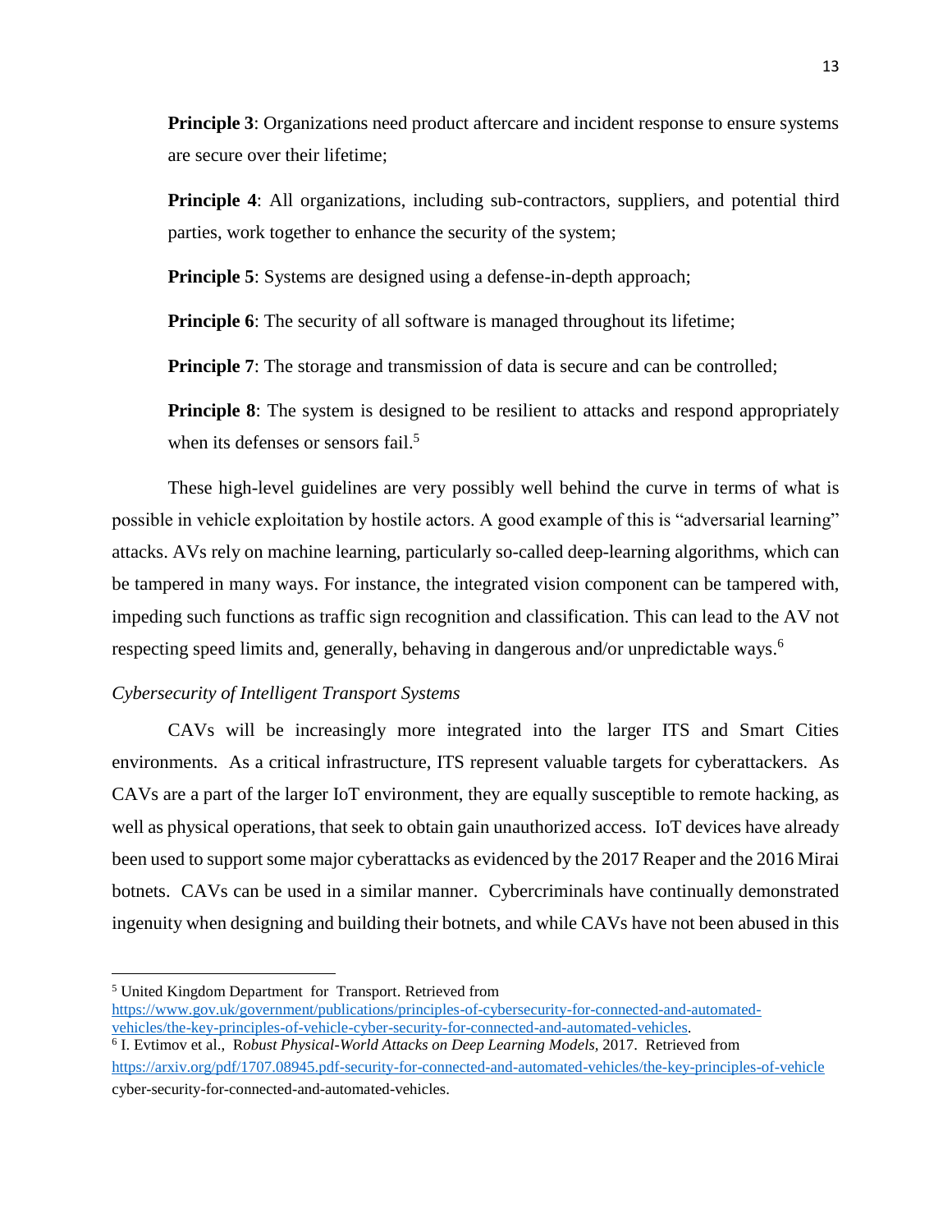**Principle 3**: Organizations need product aftercare and incident response to ensure systems are secure over their lifetime;

**Principle 4**: All organizations, including sub-contractors, suppliers, and potential third parties, work together to enhance the security of the system;

**Principle 5**: Systems are designed using a defense-in-depth approach;

**Principle 6**: The security of all software is managed throughout its lifetime;

**Principle 7**: The storage and transmission of data is secure and can be controlled;

**Principle 8**: The system is designed to be resilient to attacks and respond appropriately when its defenses or sensors fail.[5]

These high-level guidelines are very possibly well behind the curve in terms of what is possible in vehicle exploitation by hostile actors. A good example of this is "adversarial learning" attacks. AVs rely on machine learning, particularly so-called deep-learning algorithms, which can be tampered in many ways. For instance, the integrated vision component can be tampered with, impeding such functions as traffic sign recognition and classification. This can lead to the AV not respecting speed limits and, generally, behaving in dangerous and/or unpredictable ways.[6]

*Cybersecurity of Intelligent Transport Systems*

CAVs will be increasingly more integrated into the larger ITS and Smart Cities environments. As a critical infrastructure, ITS represent valuable targets for cyberattackers. As CAVs are a part of the larger IoT environment, they are equally susceptible to remote hacking, as well as physical operations, that seek to obtain gain unauthorized access. IoT devices have already been used to support some major cyberattacks as evidenced by the 2017 Reaper and the 2016 Mirai botnets. CAVs can be used in a similar manner. Cybercriminals have continually demonstrated ingenuity when designing and building their botnets, and while CAVs have not been abused in this

---

[5] United Kingdom Department for Transport. Retrieved from https://www.gov.uk/government/publications/principles-of-cybersecurity-for-connected-and-automated-vehicles/the-key-principles-of-vehicle-cyber-security-for-connected-and-automated-vehicles.

[6] I. Evtimov et al., R*obust Physical-World Attacks on Deep Learning Models,* 2017. Retrieved from https://arxiv.org/pdf/1707.08945.pdf-security-for-connected-and-automated-vehicles/the-key-principles-of-vehicle cyber-security-for-connected-and-automated-vehicles.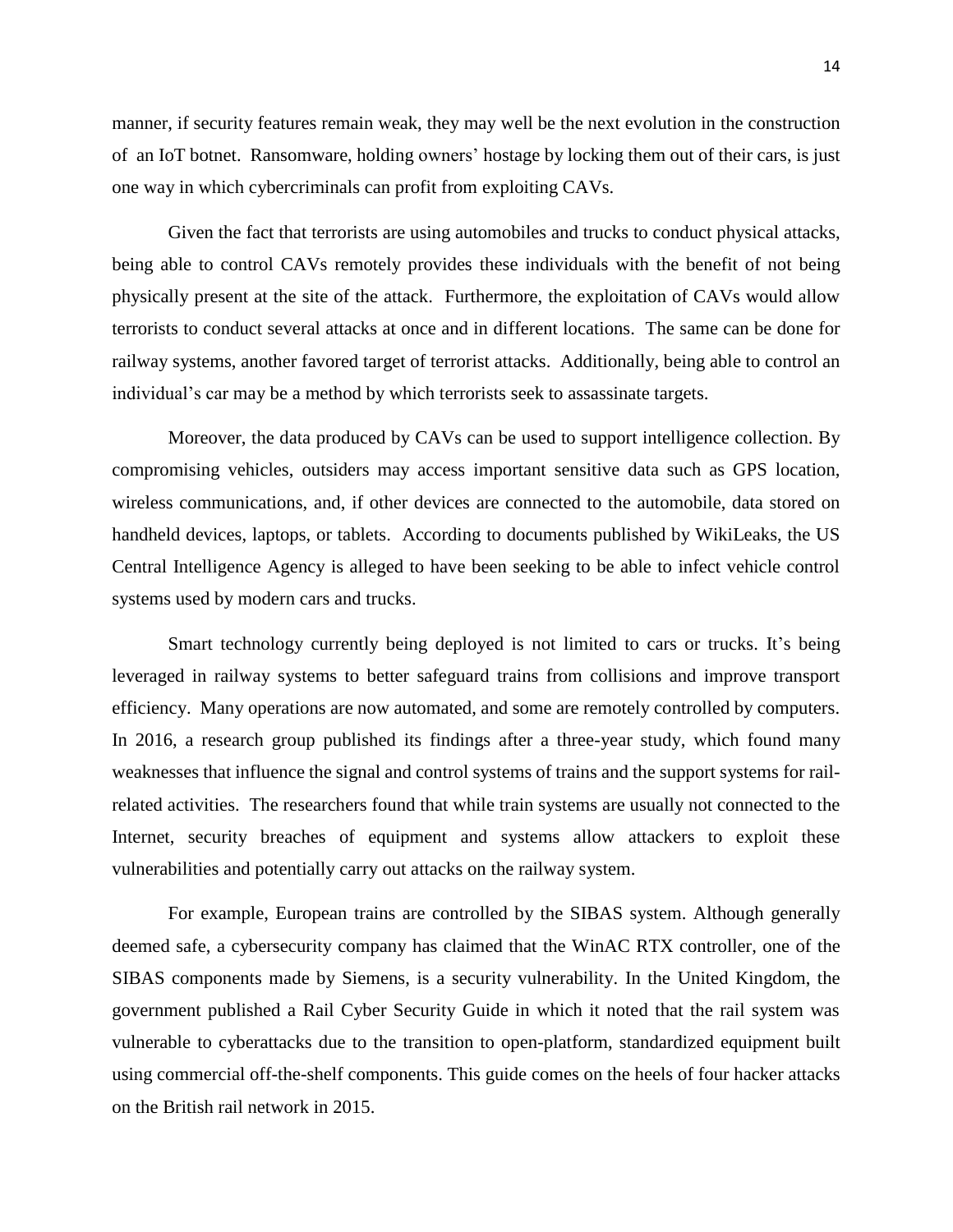manner, if security features remain weak, they may well be the next evolution in the construction of an IoT botnet. Ransomware, holding owners' hostage by locking them out of their cars, is just one way in which cybercriminals can profit from exploiting CAVs.

Given the fact that terrorists are using automobiles and trucks to conduct physical attacks, being able to control CAVs remotely provides these individuals with the benefit of not being physically present at the site of the attack. Furthermore, the exploitation of CAVs would allow terrorists to conduct several attacks at once and in different locations. The same can be done for railway systems, another favored target of terrorist attacks. Additionally, being able to control an individual's car may be a method by which terrorists seek to assassinate targets.

Moreover, the data produced by CAVs can be used to support intelligence collection. By compromising vehicles, outsiders may access important sensitive data such as GPS location, wireless communications, and, if other devices are connected to the automobile, data stored on handheld devices, laptops, or tablets. According to documents published by WikiLeaks, the US Central Intelligence Agency is alleged to have been seeking to be able to infect vehicle control systems used by modern cars and trucks.

Smart technology currently being deployed is not limited to cars or trucks. It's being leveraged in railway systems to better safeguard trains from collisions and improve transport efficiency. Many operations are now automated, and some are remotely controlled by computers. In 2016, a research group published its findings after a three-year study, which found many weaknesses that influence the signal and control systems of trains and the support systems for rail-related activities. The researchers found that while train systems are usually not connected to the Internet, security breaches of equipment and systems allow attackers to exploit these vulnerabilities and potentially carry out attacks on the railway system.

For example, European trains are controlled by the SIBAS system. Although generally deemed safe, a cybersecurity company has claimed that the WinAC RTX controller, one of the SIBAS components made by Siemens, is a security vulnerability. In the United Kingdom, the government published a Rail Cyber Security Guide in which it noted that the rail system was vulnerable to cyberattacks due to the transition to open-platform, standardized equipment built using commercial off-the-shelf components. This guide comes on the heels of four hacker attacks on the British rail network in 2015.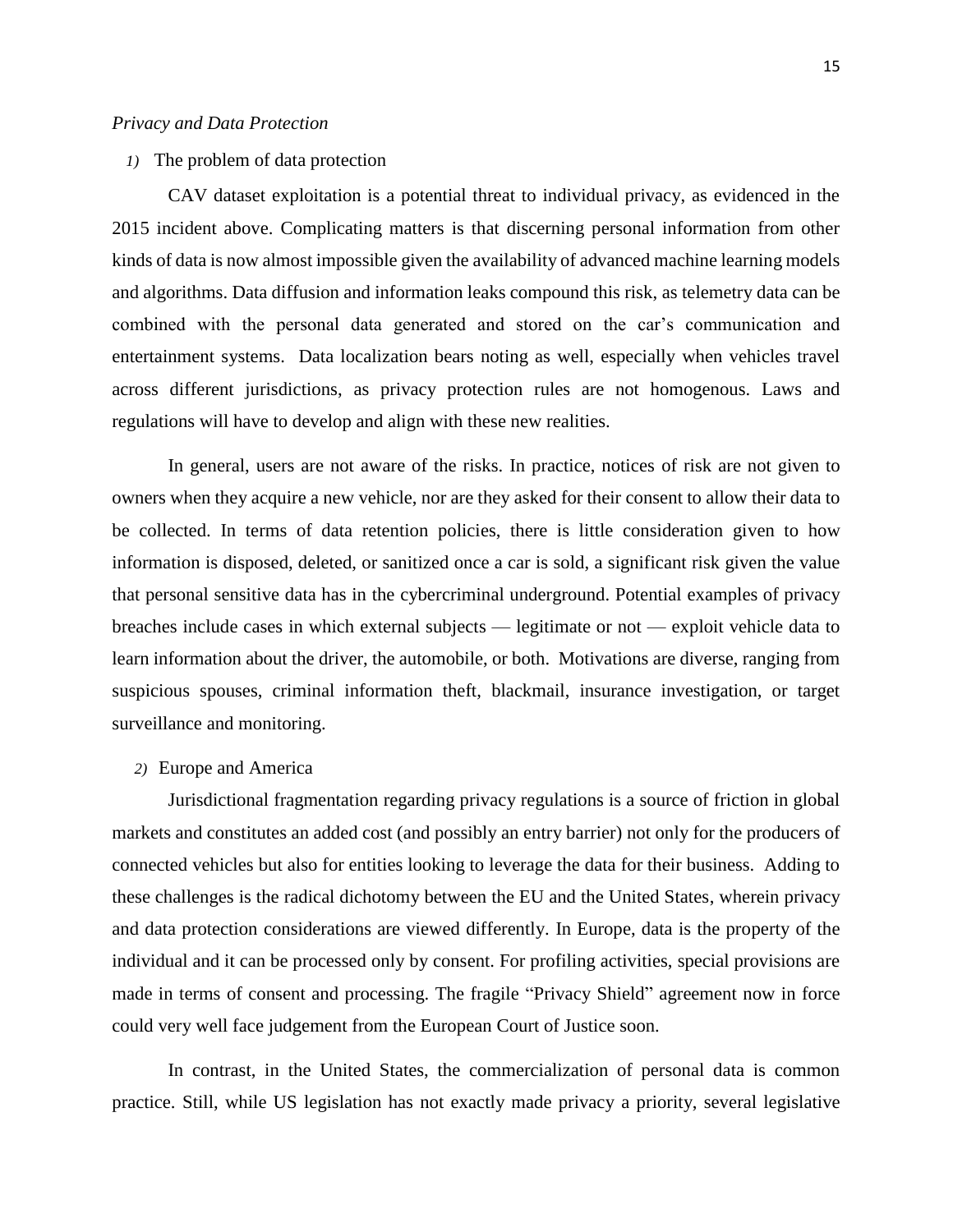*Privacy and Data Protection*

*1)* The problem of data protection

CAV dataset exploitation is a potential threat to individual privacy, as evidenced in the 2015 incident above. Complicating matters is that discerning personal information from other kinds of data is now almost impossible given the availability of advanced machine learning models and algorithms. Data diffusion and information leaks compound this risk, as telemetry data can be combined with the personal data generated and stored on the car's communication and entertainment systems. Data localization bears noting as well, especially when vehicles travel across different jurisdictions, as privacy protection rules are not homogenous. Laws and regulations will have to develop and align with these new realities.

In general, users are not aware of the risks. In practice, notices of risk are not given to owners when they acquire a new vehicle, nor are they asked for their consent to allow their data to be collected. In terms of data retention policies, there is little consideration given to how information is disposed, deleted, or sanitized once a car is sold, a significant risk given the value that personal sensitive data has in the cybercriminal underground. Potential examples of privacy breaches include cases in which external subjects — legitimate or not — exploit vehicle data to learn information about the driver, the automobile, or both. Motivations are diverse, ranging from suspicious spouses, criminal information theft, blackmail, insurance investigation, or target surveillance and monitoring.

*2)* Europe and America

Jurisdictional fragmentation regarding privacy regulations is a source of friction in global markets and constitutes an added cost (and possibly an entry barrier) not only for the producers of connected vehicles but also for entities looking to leverage the data for their business. Adding to these challenges is the radical dichotomy between the EU and the United States, wherein privacy and data protection considerations are viewed differently. In Europe, data is the property of the individual and it can be processed only by consent. For profiling activities, special provisions are made in terms of consent and processing. The fragile "Privacy Shield" agreement now in force could very well face judgement from the European Court of Justice soon.

In contrast, in the United States, the commercialization of personal data is common practice. Still, while US legislation has not exactly made privacy a priority, several legislative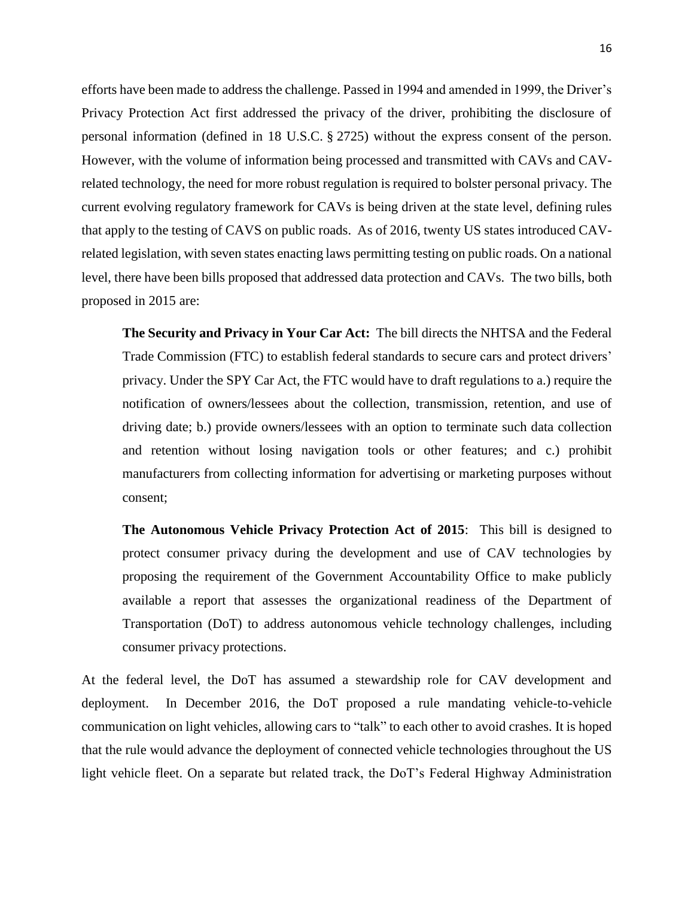efforts have been made to address the challenge. Passed in 1994 and amended in 1999, the Driver's Privacy Protection Act first addressed the privacy of the driver, prohibiting the disclosure of personal information (defined in 18 U.S.C. § 2725) without the express consent of the person. However, with the volume of information being processed and transmitted with CAVs and CAV-related technology, the need for more robust regulation is required to bolster personal privacy. The current evolving regulatory framework for CAVs is being driven at the state level, defining rules that apply to the testing of CAVS on public roads. As of 2016, twenty US states introduced CAV-related legislation, with seven states enacting laws permitting testing on public roads. On a national level, there have been bills proposed that addressed data protection and CAVs. The two bills, both proposed in 2015 are:

> **The Security and Privacy in Your Car Act:** The bill directs the NHTSA and the Federal Trade Commission (FTC) to establish federal standards to secure cars and protect drivers' privacy. Under the SPY Car Act, the FTC would have to draft regulations to a.) require the notification of owners/lessees about the collection, transmission, retention, and use of driving date; b.) provide owners/lessees with an option to terminate such data collection and retention without losing navigation tools or other features; and c.) prohibit manufacturers from collecting information for advertising or marketing purposes without consent;
>
> **The Autonomous Vehicle Privacy Protection Act of 2015**: This bill is designed to protect consumer privacy during the development and use of CAV technologies by proposing the requirement of the Government Accountability Office to make publicly available a report that assesses the organizational readiness of the Department of Transportation (DoT) to address autonomous vehicle technology challenges, including consumer privacy protections.

At the federal level, the DoT has assumed a stewardship role for CAV development and deployment. In December 2016, the DoT proposed a rule mandating vehicle-to-vehicle communication on light vehicles, allowing cars to "talk" to each other to avoid crashes. It is hoped that the rule would advance the deployment of connected vehicle technologies throughout the US light vehicle fleet. On a separate but related track, the DoT's Federal Highway Administration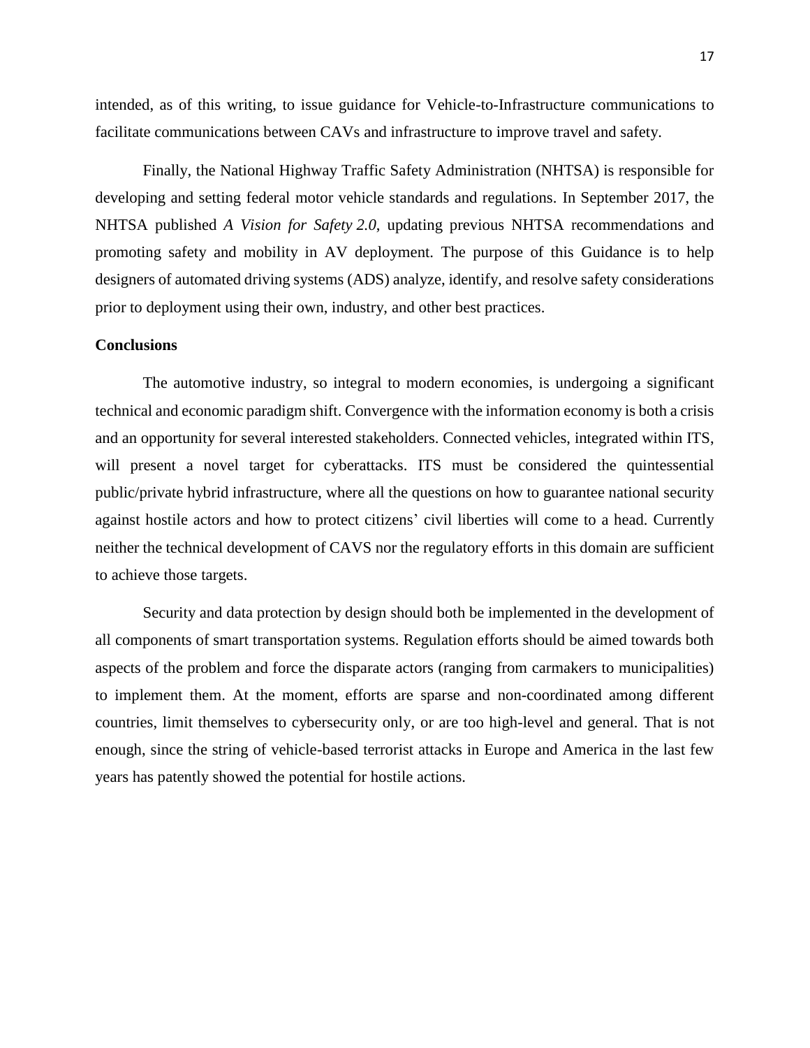intended, as of this writing, to issue guidance for Vehicle-to-Infrastructure communications to facilitate communications between CAVs and infrastructure to improve travel and safety.

Finally, the National Highway Traffic Safety Administration (NHTSA) is responsible for developing and setting federal motor vehicle standards and regulations. In September 2017, the NHTSA published *A Vision for Safety 2.0*, updating previous NHTSA recommendations and promoting safety and mobility in AV deployment. The purpose of this Guidance is to help designers of automated driving systems (ADS) analyze, identify, and resolve safety considerations prior to deployment using their own, industry, and other best practices.

**Conclusions**

The automotive industry, so integral to modern economies, is undergoing a significant technical and economic paradigm shift. Convergence with the information economy is both a crisis and an opportunity for several interested stakeholders. Connected vehicles, integrated within ITS, will present a novel target for cyberattacks. ITS must be considered the quintessential public/private hybrid infrastructure, where all the questions on how to guarantee national security against hostile actors and how to protect citizens' civil liberties will come to a head. Currently neither the technical development of CAVS nor the regulatory efforts in this domain are sufficient to achieve those targets.

Security and data protection by design should both be implemented in the development of all components of smart transportation systems. Regulation efforts should be aimed towards both aspects of the problem and force the disparate actors (ranging from carmakers to municipalities) to implement them. At the moment, efforts are sparse and non-coordinated among different countries, limit themselves to cybersecurity only, or are too high-level and general. That is not enough, since the string of vehicle-based terrorist attacks in Europe and America in the last few years has patently showed the potential for hostile actions.